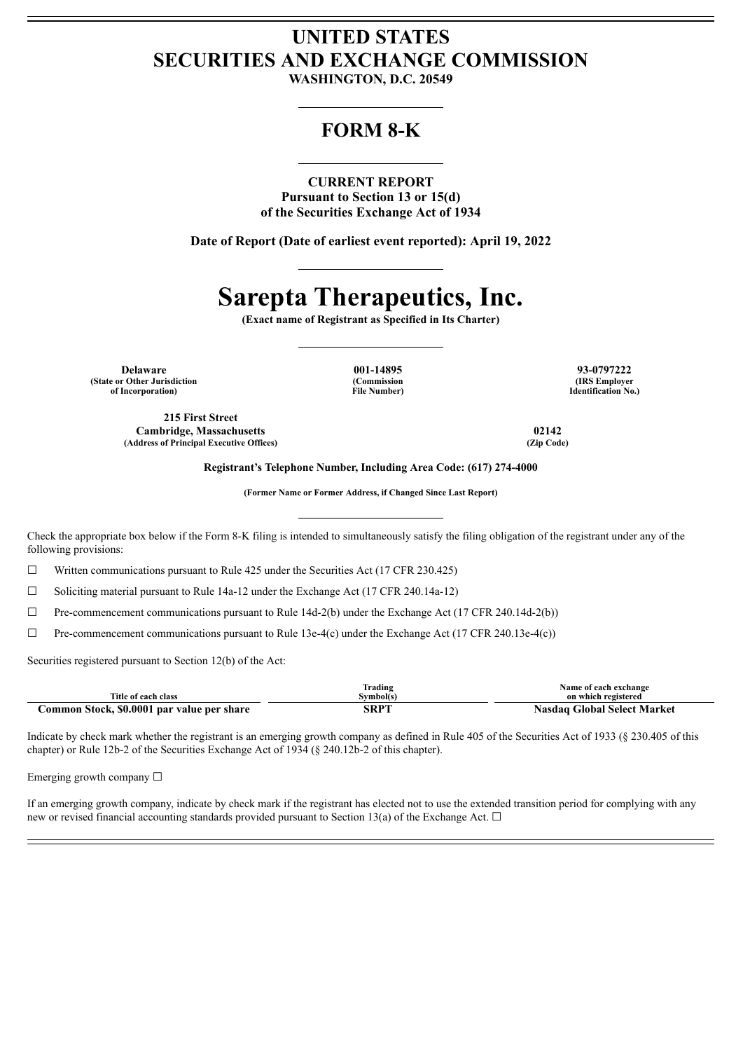# UNITED STATES
# SECURITIES AND EXCHANGE COMMISSION

**WASHINGTON, D.C. 20549**

## FORM 8-K

**CURRENT REPORT**
**Pursuant to Section 13 or 15(d)**
**of the Securities Exchange Act of 1934**

**Date of Report (Date of earliest event reported): April 19, 2022**

# Sarepta Therapeutics, Inc.

**(Exact name of Registrant as Specified in Its Charter)**

| **Delaware** | **001-14895** | **93-0797222** |
|---|---|---|
| **(State or Other Jurisdiction of Incorporation)** | **(Commission File Number)** | **(IRS Employer Identification No.)** |

| **215 First Street Cambridge, Massachusetts** | **02142** |
|---|---|
| **(Address of Principal Executive Offices)** | **(Zip Code)** |

**Registrant's Telephone Number, Including Area Code: (617) 274-4000**

**(Former Name or Former Address, if Changed Since Last Report)**

Check the appropriate box below if the Form 8-K filing is intended to simultaneously satisfy the filing obligation of the registrant under any of the following provisions:

☐ Written communications pursuant to Rule 425 under the Securities Act (17 CFR 230.425)

☐ Soliciting material pursuant to Rule 14a-12 under the Exchange Act (17 CFR 240.14a-12)

☐ Pre-commencement communications pursuant to Rule 14d-2(b) under the Exchange Act (17 CFR 240.14d-2(b))

☐ Pre-commencement communications pursuant to Rule 13e-4(c) under the Exchange Act (17 CFR 240.13e-4(c))

Securities registered pursuant to Section 12(b) of the Act:

| Title of each class | Trading Symbol(s) | Name of each exchange on which registered |
|---|---|---|
| **Common Stock, $0.0001 par value per share** | **SRPT** | **Nasdaq Global Select Market** |

Indicate by check mark whether the registrant is an emerging growth company as defined in Rule 405 of the Securities Act of 1933 (§ 230.405 of this chapter) or Rule 12b-2 of the Securities Exchange Act of 1934 (§ 240.12b-2 of this chapter).

Emerging growth company ☐

If an emerging growth company, indicate by check mark if the registrant has elected not to use the extended transition period for complying with any new or revised financial accounting standards provided pursuant to Section 13(a) of the Exchange Act. ☐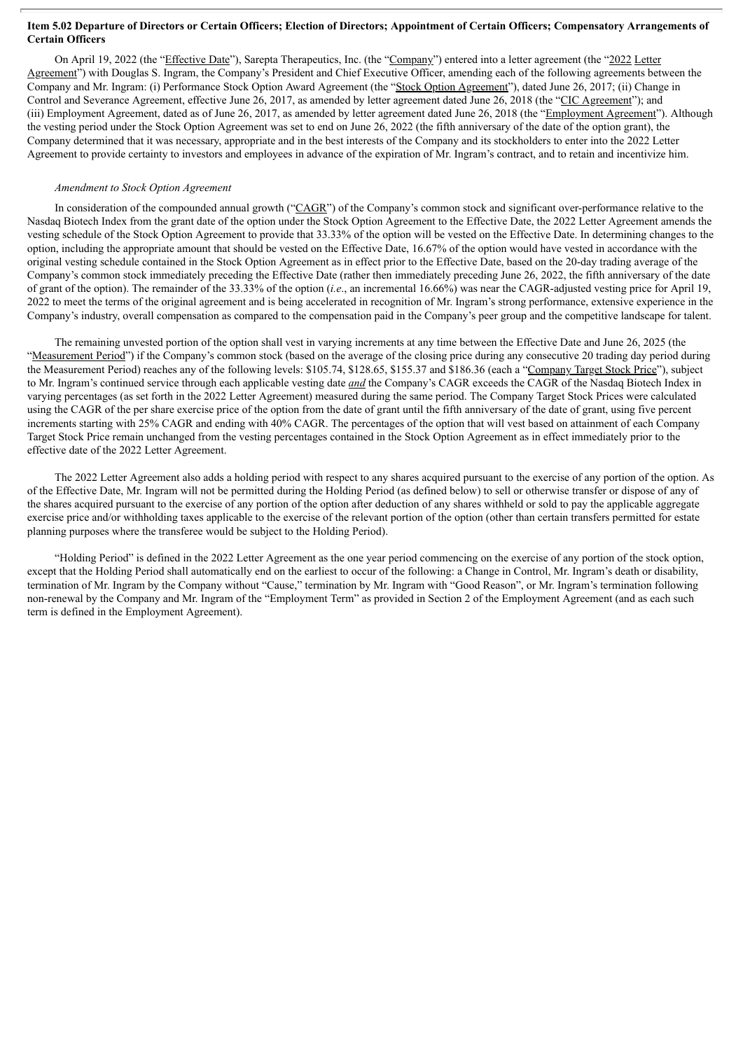**Item 5.02 Departure of Directors or Certain Officers; Election of Directors; Appointment of Certain Officers; Compensatory Arrangements of Certain Officers**

On April 19, 2022 (the "Effective Date"), Sarepta Therapeutics, Inc. (the "Company") entered into a letter agreement (the "2022 Letter Agreement") with Douglas S. Ingram, the Company's President and Chief Executive Officer, amending each of the following agreements between the Company and Mr. Ingram: (i) Performance Stock Option Award Agreement (the "Stock Option Agreement"), dated June 26, 2017; (ii) Change in Control and Severance Agreement, effective June 26, 2017, as amended by letter agreement dated June 26, 2018 (the "CIC Agreement"); and (iii) Employment Agreement, dated as of June 26, 2017, as amended by letter agreement dated June 26, 2018 (the "Employment Agreement"). Although the vesting period under the Stock Option Agreement was set to end on June 26, 2022 (the fifth anniversary of the date of the option grant), the Company determined that it was necessary, appropriate and in the best interests of the Company and its stockholders to enter into the 2022 Letter Agreement to provide certainty to investors and employees in advance of the expiration of Mr. Ingram's contract, and to retain and incentivize him.

*Amendment to Stock Option Agreement*

In consideration of the compounded annual growth ("CAGR") of the Company's common stock and significant over-performance relative to the Nasdaq Biotech Index from the grant date of the option under the Stock Option Agreement to the Effective Date, the 2022 Letter Agreement amends the vesting schedule of the Stock Option Agreement to provide that 33.33% of the option will be vested on the Effective Date. In determining changes to the option, including the appropriate amount that should be vested on the Effective Date, 16.67% of the option would have vested in accordance with the original vesting schedule contained in the Stock Option Agreement as in effect prior to the Effective Date, based on the 20-day trading average of the Company's common stock immediately preceding the Effective Date (rather then immediately preceding June 26, 2022, the fifth anniversary of the date of grant of the option). The remainder of the 33.33% of the option (*i.e*., an incremental 16.66%) was near the CAGR-adjusted vesting price for April 19, 2022 to meet the terms of the original agreement and is being accelerated in recognition of Mr. Ingram's strong performance, extensive experience in the Company's industry, overall compensation as compared to the compensation paid in the Company's peer group and the competitive landscape for talent.

The remaining unvested portion of the option shall vest in varying increments at any time between the Effective Date and June 26, 2025 (the "Measurement Period") if the Company's common stock (based on the average of the closing price during any consecutive 20 trading day period during the Measurement Period) reaches any of the following levels: $105.74, $128.65, $155.37 and $186.36 (each a "Company Target Stock Price"), subject to Mr. Ingram's continued service through each applicable vesting date ***and*** the Company's CAGR exceeds the CAGR of the Nasdaq Biotech Index in varying percentages (as set forth in the 2022 Letter Agreement) measured during the same period. The Company Target Stock Prices were calculated using the CAGR of the per share exercise price of the option from the date of grant until the fifth anniversary of the date of grant, using five percent increments starting with 25% CAGR and ending with 40% CAGR. The percentages of the option that will vest based on attainment of each Company Target Stock Price remain unchanged from the vesting percentages contained in the Stock Option Agreement as in effect immediately prior to the effective date of the 2022 Letter Agreement.

The 2022 Letter Agreement also adds a holding period with respect to any shares acquired pursuant to the exercise of any portion of the option. As of the Effective Date, Mr. Ingram will not be permitted during the Holding Period (as defined below) to sell or otherwise transfer or dispose of any of the shares acquired pursuant to the exercise of any portion of the option after deduction of any shares withheld or sold to pay the applicable aggregate exercise price and/or withholding taxes applicable to the exercise of the relevant portion of the option (other than certain transfers permitted for estate planning purposes where the transferee would be subject to the Holding Period).

"Holding Period" is defined in the 2022 Letter Agreement as the one year period commencing on the exercise of any portion of the stock option, except that the Holding Period shall automatically end on the earliest to occur of the following: a Change in Control, Mr. Ingram's death or disability, termination of Mr. Ingram by the Company without "Cause," termination by Mr. Ingram with "Good Reason", or Mr. Ingram's termination following non-renewal by the Company and Mr. Ingram of the "Employment Term" as provided in Section 2 of the Employment Agreement (and as each such term is defined in the Employment Agreement).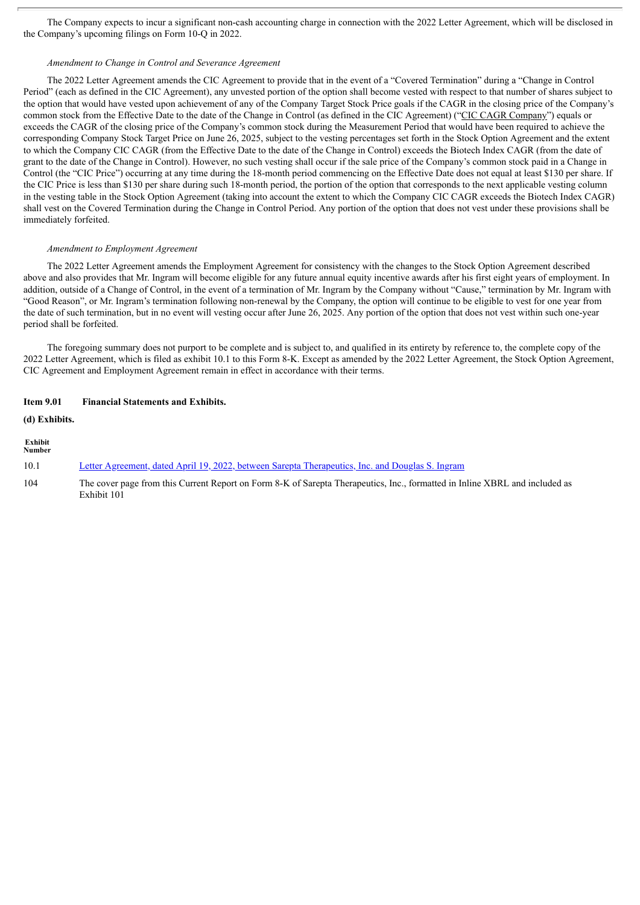The Company expects to incur a significant non-cash accounting charge in connection with the 2022 Letter Agreement, which will be disclosed in the Company's upcoming filings on Form 10-Q in 2022.

*Amendment to Change in Control and Severance Agreement*

The 2022 Letter Agreement amends the CIC Agreement to provide that in the event of a "Covered Termination" during a "Change in Control Period" (each as defined in the CIC Agreement), any unvested portion of the option shall become vested with respect to that number of shares subject to the option that would have vested upon achievement of any of the Company Target Stock Price goals if the CAGR in the closing price of the Company's common stock from the Effective Date to the date of the Change in Control (as defined in the CIC Agreement) ("CIC CAGR Company") equals or exceeds the CAGR of the closing price of the Company's common stock during the Measurement Period that would have been required to achieve the corresponding Company Stock Target Price on June 26, 2025, subject to the vesting percentages set forth in the Stock Option Agreement and the extent to which the Company CIC CAGR (from the Effective Date to the date of the Change in Control) exceeds the Biotech Index CAGR (from the date of grant to the date of the Change in Control). However, no such vesting shall occur if the sale price of the Company's common stock paid in a Change in Control (the "CIC Price") occurring at any time during the 18-month period commencing on the Effective Date does not equal at least $130 per share. If the CIC Price is less than $130 per share during such 18-month period, the portion of the option that corresponds to the next applicable vesting column in the vesting table in the Stock Option Agreement (taking into account the extent to which the Company CIC CAGR exceeds the Biotech Index CAGR) shall vest on the Covered Termination during the Change in Control Period. Any portion of the option that does not vest under these provisions shall be immediately forfeited.

*Amendment to Employment Agreement*

The 2022 Letter Agreement amends the Employment Agreement for consistency with the changes to the Stock Option Agreement described above and also provides that Mr. Ingram will become eligible for any future annual equity incentive awards after his first eight years of employment. In addition, outside of a Change of Control, in the event of a termination of Mr. Ingram by the Company without "Cause," termination by Mr. Ingram with "Good Reason", or Mr. Ingram's termination following non-renewal by the Company, the option will continue to be eligible to vest for one year from the date of such termination, but in no event will vesting occur after June 26, 2025. Any portion of the option that does not vest within such one-year period shall be forfeited.

The foregoing summary does not purport to be complete and is subject to, and qualified in its entirety by reference to, the complete copy of the 2022 Letter Agreement, which is filed as exhibit 10.1 to this Form 8-K. Except as amended by the 2022 Letter Agreement, the Stock Option Agreement, CIC Agreement and Employment Agreement remain in effect in accordance with their terms.

**Item 9.01 Financial Statements and Exhibits.**

**(d) Exhibits.**

| Exhibit Number | |
|---|---|
| 10.1 | Letter Agreement, dated April 19, 2022, between Sarepta Therapeutics, Inc. and Douglas S. Ingram |
| 104 | The cover page from this Current Report on Form 8-K of Sarepta Therapeutics, Inc., formatted in Inline XBRL and included as Exhibit 101 |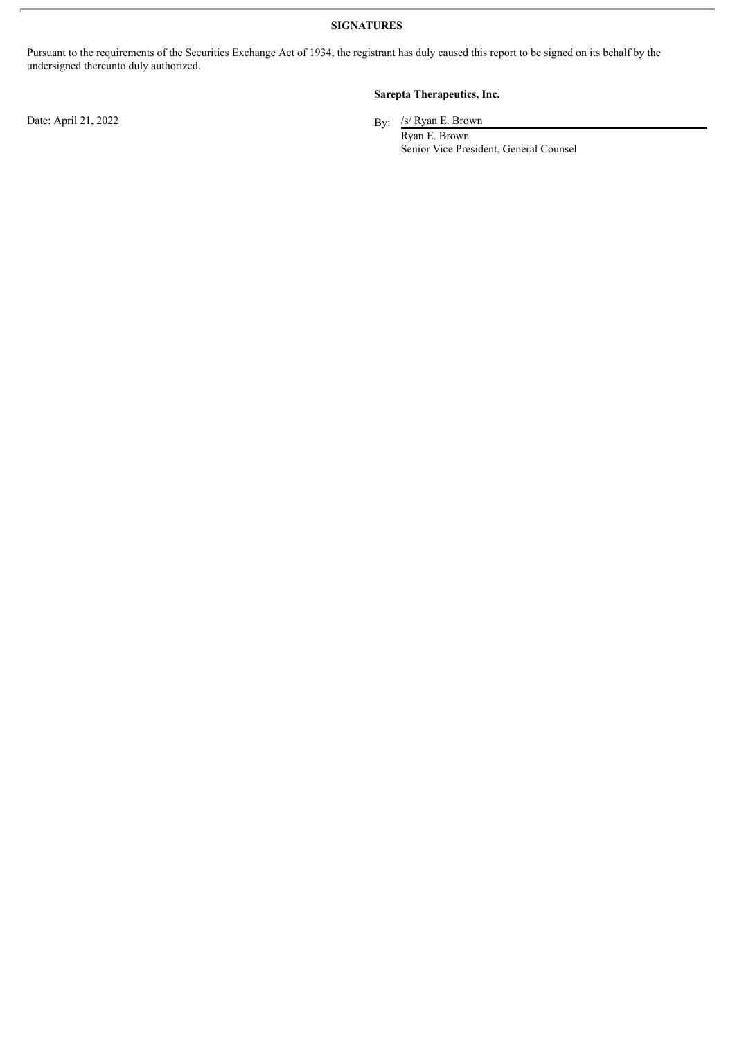**SIGNATURES**

Pursuant to the requirements of the Securities Exchange Act of 1934, the registrant has duly caused this report to be signed on its behalf by the undersigned thereunto duly authorized.

**Sarepta Therapeutics, Inc.**

Date: April 21, 2022

By: /s/ Ryan E. Brown

Ryan E. Brown

Senior Vice President, General Counsel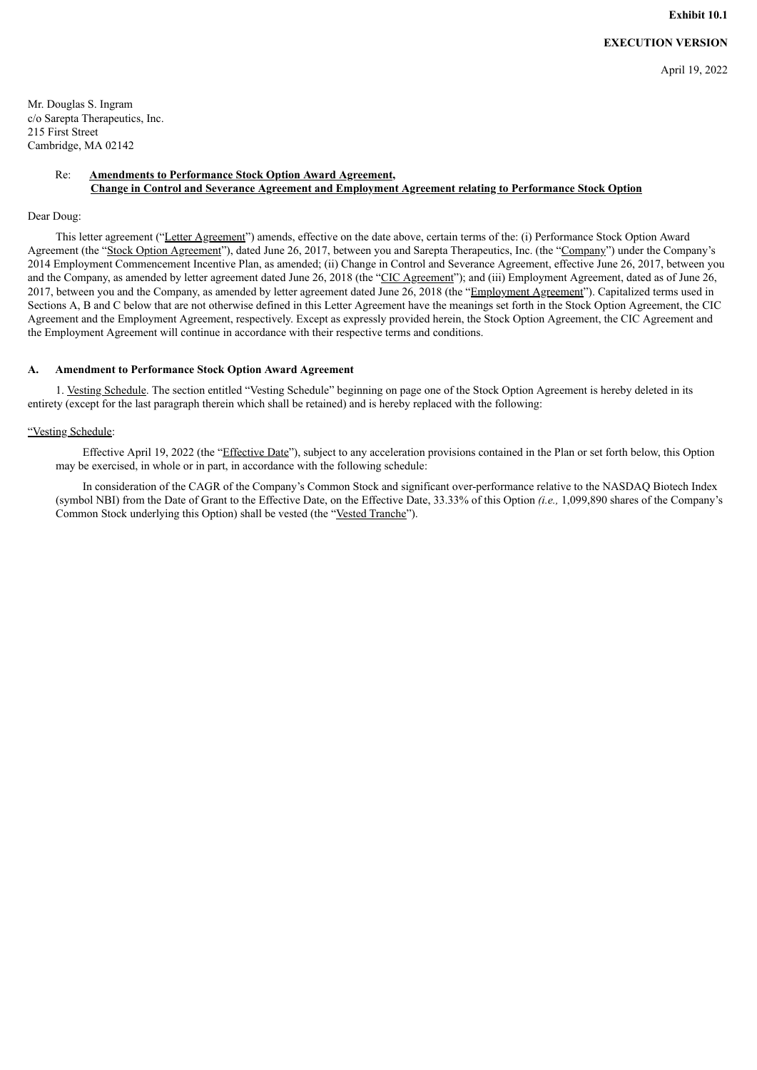**Exhibit 10.1**

**EXECUTION VERSION**

April 19, 2022

Mr. Douglas S. Ingram
c/o Sarepta Therapeutics, Inc.
215 First Street
Cambridge, MA 02142

Re: **Amendments to Performance Stock Option Award Agreement, Change in Control and Severance Agreement and Employment Agreement relating to Performance Stock Option**

Dear Doug:

This letter agreement ("Letter Agreement") amends, effective on the date above, certain terms of the: (i) Performance Stock Option Award Agreement (the "Stock Option Agreement"), dated June 26, 2017, between you and Sarepta Therapeutics, Inc. (the "Company") under the Company's 2014 Employment Commencement Incentive Plan, as amended; (ii) Change in Control and Severance Agreement, effective June 26, 2017, between you and the Company, as amended by letter agreement dated June 26, 2018 (the "CIC Agreement"); and (iii) Employment Agreement, dated as of June 26, 2017, between you and the Company, as amended by letter agreement dated June 26, 2018 (the "Employment Agreement"). Capitalized terms used in Sections A, B and C below that are not otherwise defined in this Letter Agreement have the meanings set forth in the Stock Option Agreement, the CIC Agreement and the Employment Agreement, respectively. Except as expressly provided herein, the Stock Option Agreement, the CIC Agreement and the Employment Agreement will continue in accordance with their respective terms and conditions.

**A. Amendment to Performance Stock Option Award Agreement**

1. Vesting Schedule. The section entitled "Vesting Schedule" beginning on page one of the Stock Option Agreement is hereby deleted in its entirety (except for the last paragraph therein which shall be retained) and is hereby replaced with the following:

"Vesting Schedule:

Effective April 19, 2022 (the "Effective Date"), subject to any acceleration provisions contained in the Plan or set forth below, this Option may be exercised, in whole or in part, in accordance with the following schedule:

In consideration of the CAGR of the Company's Common Stock and significant over-performance relative to the NASDAQ Biotech Index (symbol NBI) from the Date of Grant to the Effective Date, on the Effective Date, 33.33% of this Option *(i.e.,* 1,099,890 shares of the Company's Common Stock underlying this Option) shall be vested (the "Vested Tranche").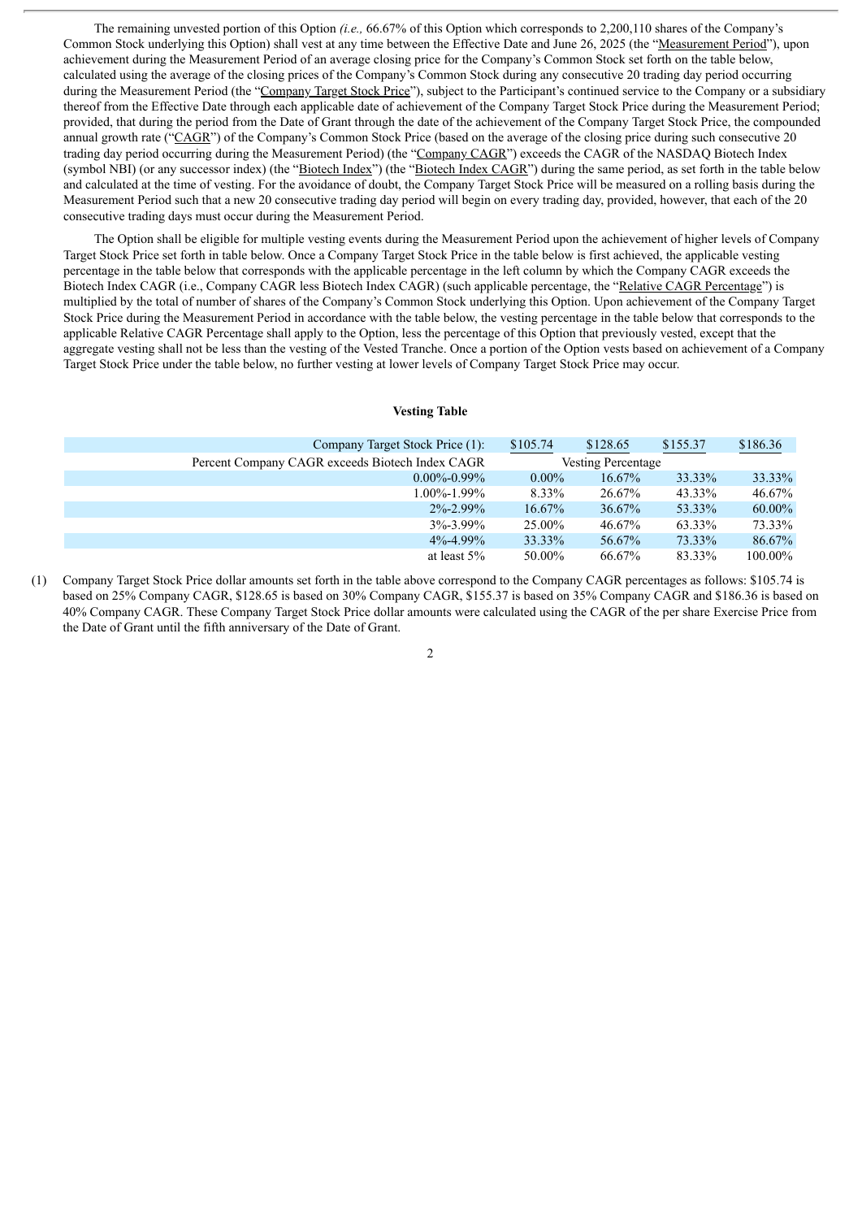The remaining unvested portion of this Option *(i.e.,* 66.67% of this Option which corresponds to 2,200,110 shares of the Company's Common Stock underlying this Option) shall vest at any time between the Effective Date and June 26, 2025 (the "Measurement Period"), upon achievement during the Measurement Period of an average closing price for the Company's Common Stock set forth on the table below, calculated using the average of the closing prices of the Company's Common Stock during any consecutive 20 trading day period occurring during the Measurement Period (the "Company Target Stock Price"), subject to the Participant's continued service to the Company or a subsidiary thereof from the Effective Date through each applicable date of achievement of the Company Target Stock Price during the Measurement Period; provided, that during the period from the Date of Grant through the date of the achievement of the Company Target Stock Price, the compounded annual growth rate ("CAGR") of the Company's Common Stock Price (based on the average of the closing price during such consecutive 20 trading day period occurring during the Measurement Period) (the "Company CAGR") exceeds the CAGR of the NASDAQ Biotech Index (symbol NBI) (or any successor index) (the "Biotech Index") (the "Biotech Index CAGR") during the same period, as set forth in the table below and calculated at the time of vesting. For the avoidance of doubt, the Company Target Stock Price will be measured on a rolling basis during the Measurement Period such that a new 20 consecutive trading day period will begin on every trading day, provided, however, that each of the 20 consecutive trading days must occur during the Measurement Period.

The Option shall be eligible for multiple vesting events during the Measurement Period upon the achievement of higher levels of Company Target Stock Price set forth in table below. Once a Company Target Stock Price in the table below is first achieved, the applicable vesting percentage in the table below that corresponds with the applicable percentage in the left column by which the Company CAGR exceeds the Biotech Index CAGR (i.e., Company CAGR less Biotech Index CAGR) (such applicable percentage, the "Relative CAGR Percentage") is multiplied by the total of number of shares of the Company's Common Stock underlying this Option. Upon achievement of the Company Target Stock Price during the Measurement Period in accordance with the table below, the vesting percentage in the table below that corresponds to the applicable Relative CAGR Percentage shall apply to the Option, less the percentage of this Option that previously vested, except that the aggregate vesting shall not be less than the vesting of the Vested Tranche. Once a portion of the Option vests based on achievement of a Company Target Stock Price under the table below, no further vesting at lower levels of Company Target Stock Price may occur.

**Vesting Table**

| Company Target Stock Price (1): | $105.74 | $128.65 | $155.37 | $186.36 |
|---|---|---|---|---|
| Percent Company CAGR exceeds Biotech Index CAGR | Vesting Percentage | | | |
| 0.00%-0.99% | 0.00% | 16.67% | 33.33% | 33.33% |
| 1.00%-1.99% | 8.33% | 26.67% | 43.33% | 46.67% |
| 2%-2.99% | 16.67% | 36.67% | 53.33% | 60.00% |
| 3%-3.99% | 25.00% | 46.67% | 63.33% | 73.33% |
| 4%-4.99% | 33.33% | 56.67% | 73.33% | 86.67% |
| at least 5% | 50.00% | 66.67% | 83.33% | 100.00% |

(1) Company Target Stock Price dollar amounts set forth in the table above correspond to the Company CAGR percentages as follows: $105.74 is based on 25% Company CAGR, $128.65 is based on 30% Company CAGR, $155.37 is based on 35% Company CAGR and $186.36 is based on 40% Company CAGR. These Company Target Stock Price dollar amounts were calculated using the CAGR of the per share Exercise Price from the Date of Grant until the fifth anniversary of the Date of Grant.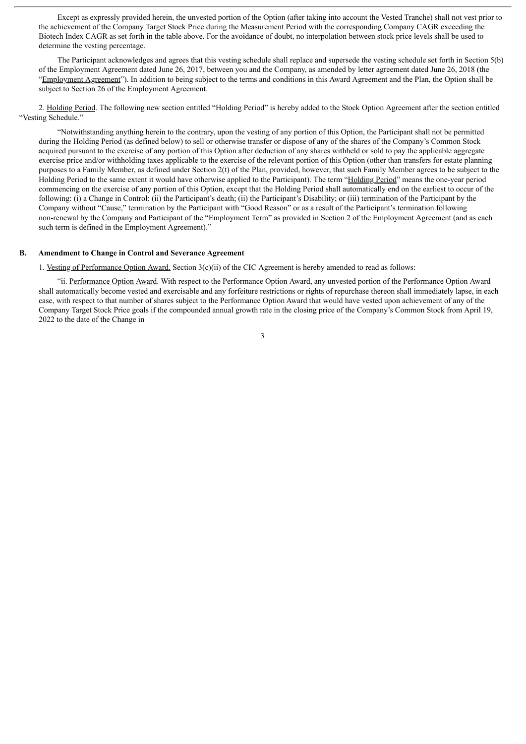Except as expressly provided herein, the unvested portion of the Option (after taking into account the Vested Tranche) shall not vest prior to the achievement of the Company Target Stock Price during the Measurement Period with the corresponding Company CAGR exceeding the Biotech Index CAGR as set forth in the table above. For the avoidance of doubt, no interpolation between stock price levels shall be used to determine the vesting percentage.

The Participant acknowledges and agrees that this vesting schedule shall replace and supersede the vesting schedule set forth in Section 5(b) of the Employment Agreement dated June 26, 2017, between you and the Company, as amended by letter agreement dated June 26, 2018 (the "Employment Agreement"). In addition to being subject to the terms and conditions in this Award Agreement and the Plan, the Option shall be subject to Section 26 of the Employment Agreement.

2. Holding Period. The following new section entitled "Holding Period" is hereby added to the Stock Option Agreement after the section entitled "Vesting Schedule."

"Notwithstanding anything herein to the contrary, upon the vesting of any portion of this Option, the Participant shall not be permitted during the Holding Period (as defined below) to sell or otherwise transfer or dispose of any of the shares of the Company's Common Stock acquired pursuant to the exercise of any portion of this Option after deduction of any shares withheld or sold to pay the applicable aggregate exercise price and/or withholding taxes applicable to the exercise of the relevant portion of this Option (other than transfers for estate planning purposes to a Family Member, as defined under Section 2(t) of the Plan, provided, however, that such Family Member agrees to be subject to the Holding Period to the same extent it would have otherwise applied to the Participant). The term "Holding Period" means the one-year period commencing on the exercise of any portion of this Option, except that the Holding Period shall automatically end on the earliest to occur of the following: (i) a Change in Control: (ii) the Participant's death; (ii) the Participant's Disability; or (iii) termination of the Participant by the Company without "Cause," termination by the Participant with "Good Reason" or as a result of the Participant's termination following non-renewal by the Company and Participant of the "Employment Term" as provided in Section 2 of the Employment Agreement (and as each such term is defined in the Employment Agreement)."

**B. Amendment to Change in Control and Severance Agreement**

1. Vesting of Performance Option Award. Section 3(c)(ii) of the CIC Agreement is hereby amended to read as follows:

"ii. Performance Option Award. With respect to the Performance Option Award, any unvested portion of the Performance Option Award shall automatically become vested and exercisable and any forfeiture restrictions or rights of repurchase thereon shall immediately lapse, in each case, with respect to that number of shares subject to the Performance Option Award that would have vested upon achievement of any of the Company Target Stock Price goals if the compounded annual growth rate in the closing price of the Company's Common Stock from April 19, 2022 to the date of the Change in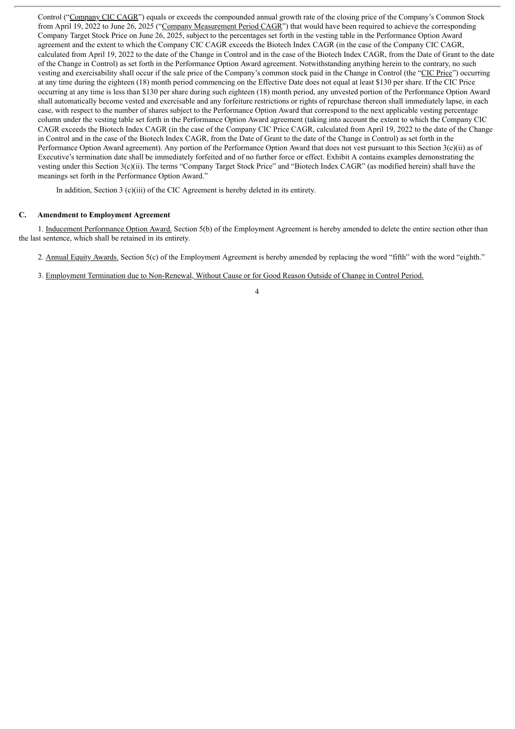Control ("Company CIC CAGR") equals or exceeds the compounded annual growth rate of the closing price of the Company's Common Stock from April 19, 2022 to June 26, 2025 ("Company Measurement Period CAGR") that would have been required to achieve the corresponding Company Target Stock Price on June 26, 2025, subject to the percentages set forth in the vesting table in the Performance Option Award agreement and the extent to which the Company CIC CAGR exceeds the Biotech Index CAGR (in the case of the Company CIC CAGR, calculated from April 19, 2022 to the date of the Change in Control and in the case of the Biotech Index CAGR, from the Date of Grant to the date of the Change in Control) as set forth in the Performance Option Award agreement. Notwithstanding anything herein to the contrary, no such vesting and exercisability shall occur if the sale price of the Company's common stock paid in the Change in Control (the "CIC Price") occurring at any time during the eighteen (18) month period commencing on the Effective Date does not equal at least $130 per share. If the CIC Price occurring at any time is less than $130 per share during such eighteen (18) month period, any unvested portion of the Performance Option Award shall automatically become vested and exercisable and any forfeiture restrictions or rights of repurchase thereon shall immediately lapse, in each case, with respect to the number of shares subject to the Performance Option Award that correspond to the next applicable vesting percentage column under the vesting table set forth in the Performance Option Award agreement (taking into account the extent to which the Company CIC CAGR exceeds the Biotech Index CAGR (in the case of the Company CIC Price CAGR, calculated from April 19, 2022 to the date of the Change in Control and in the case of the Biotech Index CAGR, from the Date of Grant to the date of the Change in Control) as set forth in the Performance Option Award agreement). Any portion of the Performance Option Award that does not vest pursuant to this Section 3(c)(ii) as of Executive's termination date shall be immediately forfeited and of no further force or effect. Exhibit A contains examples demonstrating the vesting under this Section 3(c)(ii). The terms "Company Target Stock Price" and "Biotech Index CAGR" (as modified herein) shall have the meanings set forth in the Performance Option Award."

In addition, Section 3 (c)(iii) of the CIC Agreement is hereby deleted in its entirety.

**C. Amendment to Employment Agreement**

1. Inducement Performance Option Award. Section 5(b) of the Employment Agreement is hereby amended to delete the entire section other than the last sentence, which shall be retained in its entirety.

2. Annual Equity Awards. Section 5(c) of the Employment Agreement is hereby amended by replacing the word "fifth" with the word "eighth."

3. Employment Termination due to Non-Renewal, Without Cause or for Good Reason Outside of Change in Control Period.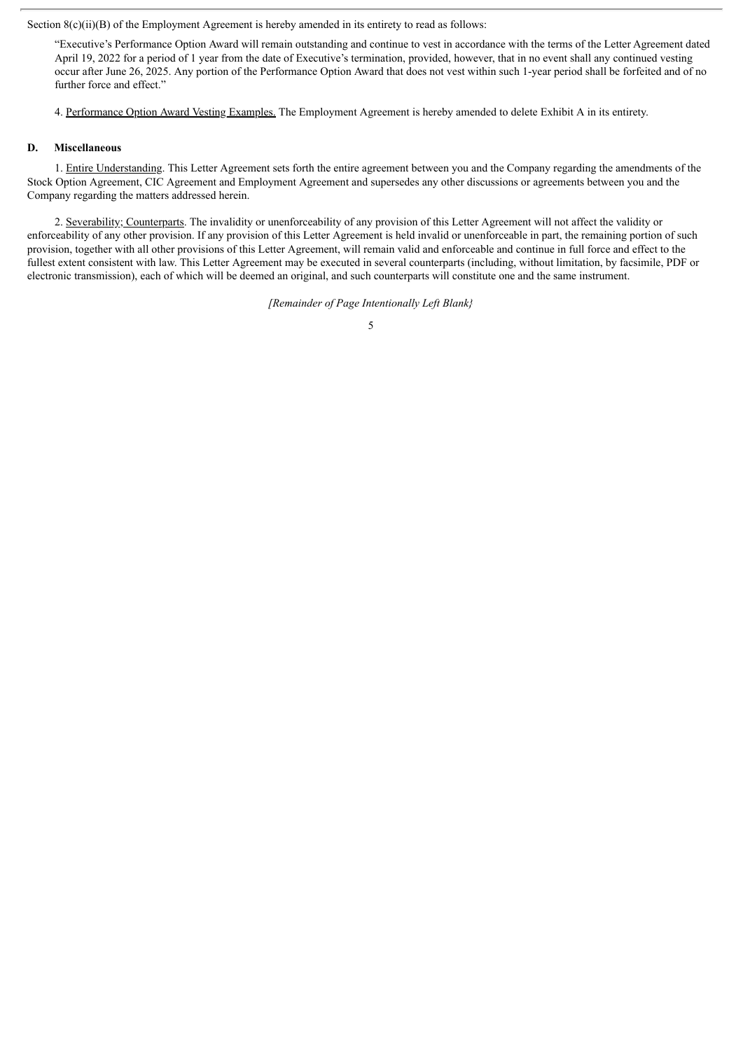Section 8(c)(ii)(B) of the Employment Agreement is hereby amended in its entirety to read as follows:

> "Executive's Performance Option Award will remain outstanding and continue to vest in accordance with the terms of the Letter Agreement dated April 19, 2022 for a period of 1 year from the date of Executive's termination, provided, however, that in no event shall any continued vesting occur after June 26, 2025. Any portion of the Performance Option Award that does not vest within such 1-year period shall be forfeited and of no further force and effect."

4. Performance Option Award Vesting Examples. The Employment Agreement is hereby amended to delete Exhibit A in its entirety.

### D. Miscellaneous

1. Entire Understanding. This Letter Agreement sets forth the entire agreement between you and the Company regarding the amendments of the Stock Option Agreement, CIC Agreement and Employment Agreement and supersedes any other discussions or agreements between you and the Company regarding the matters addressed herein.

2. Severability; Counterparts. The invalidity or unenforceability of any provision of this Letter Agreement will not affect the validity or enforceability of any other provision. If any provision of this Letter Agreement is held invalid or unenforceable in part, the remaining portion of such provision, together with all other provisions of this Letter Agreement, will remain valid and enforceable and continue in full force and effect to the fullest extent consistent with law. This Letter Agreement may be executed in several counterparts (including, without limitation, by facsimile, PDF or electronic transmission), each of which will be deemed an original, and such counterparts will constitute one and the same instrument.

*[Remainder of Page Intentionally Left Blank}*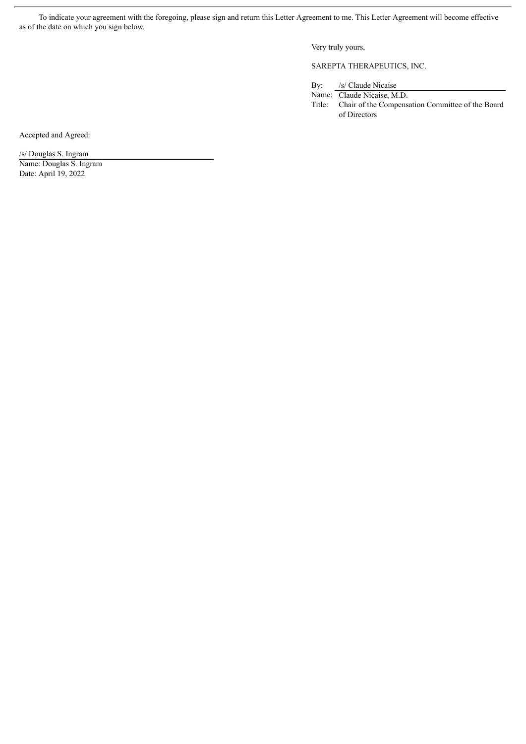To indicate your agreement with the foregoing, please sign and return this Letter Agreement to me. This Letter Agreement will become effective as of the date on which you sign below.

Very truly yours,

SAREPTA THERAPEUTICS, INC.

By: /s/ Claude Nicaise
Name: Claude Nicaise, M.D.
Title: Chair of the Compensation Committee of the Board of Directors

Accepted and Agreed:

/s/ Douglas S. Ingram
Name: Douglas S. Ingram
Date: April 19, 2022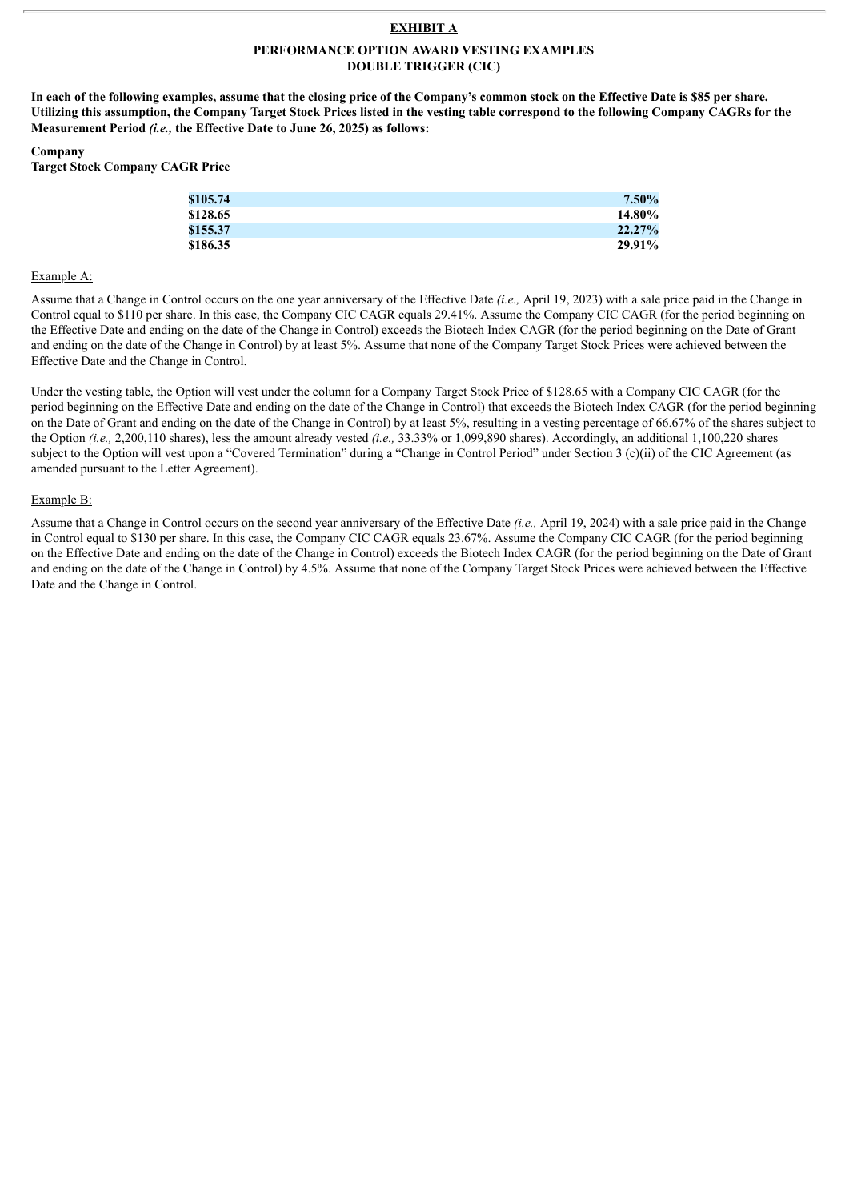**EXHIBIT A**

**PERFORMANCE OPTION AWARD VESTING EXAMPLES**
**DOUBLE TRIGGER (CIC)**

**In each of the following examples, assume that the closing price of the Company's common stock on the Effective Date is $85 per share. Utilizing this assumption, the Company Target Stock Prices listed in the vesting table correspond to the following Company CAGRs for the Measurement Period *(i.e.,* the Effective Date to June 26, 2025) as follows:**

| **Company Target Stock Price** | **Company CAGR** |
|---|---|
| **$105.74** | **7.50%** |
| **$128.65** | **14.80%** |
| **$155.37** | **22.27%** |
| **$186.35** | **29.91%** |

Example A:

Assume that a Change in Control occurs on the one year anniversary of the Effective Date *(i.e.,* April 19, 2023) with a sale price paid in the Change in Control equal to $110 per share. In this case, the Company CIC CAGR equals 29.41%. Assume the Company CIC CAGR (for the period beginning on the Effective Date and ending on the date of the Change in Control) exceeds the Biotech Index CAGR (for the period beginning on the Date of Grant and ending on the date of the Change in Control) by at least 5%. Assume that none of the Company Target Stock Prices were achieved between the Effective Date and the Change in Control.

Under the vesting table, the Option will vest under the column for a Company Target Stock Price of $128.65 with a Company CIC CAGR (for the period beginning on the Effective Date and ending on the date of the Change in Control) that exceeds the Biotech Index CAGR (for the period beginning on the Date of Grant and ending on the date of the Change in Control) by at least 5%, resulting in a vesting percentage of 66.67% of the shares subject to the Option *(i.e.,* 2,200,110 shares), less the amount already vested *(i.e.,* 33.33% or 1,099,890 shares). Accordingly, an additional 1,100,220 shares subject to the Option will vest upon a "Covered Termination" during a "Change in Control Period" under Section 3 (c)(ii) of the CIC Agreement (as amended pursuant to the Letter Agreement).

Example B:

Assume that a Change in Control occurs on the second year anniversary of the Effective Date *(i.e.,* April 19, 2024) with a sale price paid in the Change in Control equal to $130 per share. In this case, the Company CIC CAGR equals 23.67%. Assume the Company CIC CAGR (for the period beginning on the Effective Date and ending on the date of the Change in Control) exceeds the Biotech Index CAGR (for the period beginning on the Date of Grant and ending on the date of the Change in Control) by 4.5%. Assume that none of the Company Target Stock Prices were achieved between the Effective Date and the Change in Control.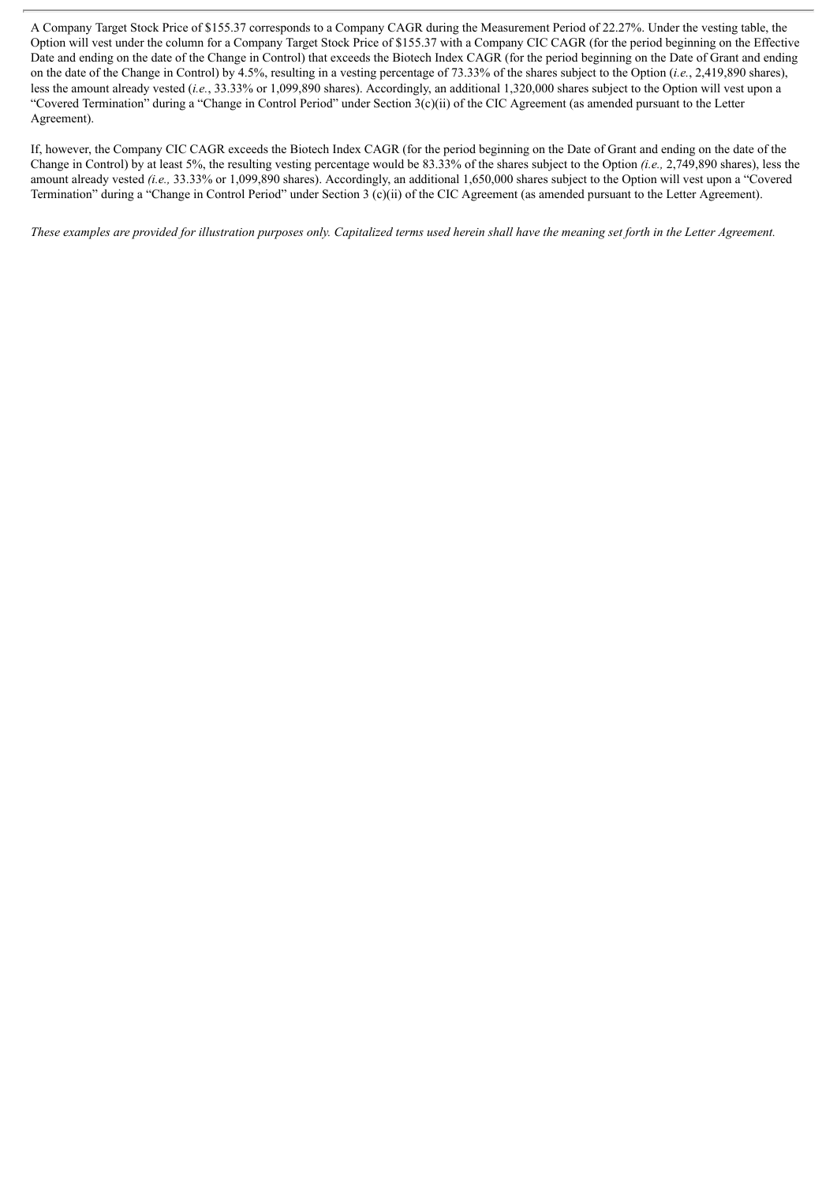A Company Target Stock Price of $155.37 corresponds to a Company CAGR during the Measurement Period of 22.27%. Under the vesting table, the Option will vest under the column for a Company Target Stock Price of $155.37 with a Company CIC CAGR (for the period beginning on the Effective Date and ending on the date of the Change in Control) that exceeds the Biotech Index CAGR (for the period beginning on the Date of Grant and ending on the date of the Change in Control) by 4.5%, resulting in a vesting percentage of 73.33% of the shares subject to the Option (*i.e.*, 2,419,890 shares), less the amount already vested (*i.e.*, 33.33% or 1,099,890 shares). Accordingly, an additional 1,320,000 shares subject to the Option will vest upon a "Covered Termination" during a "Change in Control Period" under Section 3(c)(ii) of the CIC Agreement (as amended pursuant to the Letter Agreement).

If, however, the Company CIC CAGR exceeds the Biotech Index CAGR (for the period beginning on the Date of Grant and ending on the date of the Change in Control) by at least 5%, the resulting vesting percentage would be 83.33% of the shares subject to the Option *(i.e.,* 2,749,890 shares), less the amount already vested *(i.e.,* 33.33% or 1,099,890 shares). Accordingly, an additional 1,650,000 shares subject to the Option will vest upon a "Covered Termination" during a "Change in Control Period" under Section 3 (c)(ii) of the CIC Agreement (as amended pursuant to the Letter Agreement).

*These examples are provided for illustration purposes only. Capitalized terms used herein shall have the meaning set forth in the Letter Agreement.*